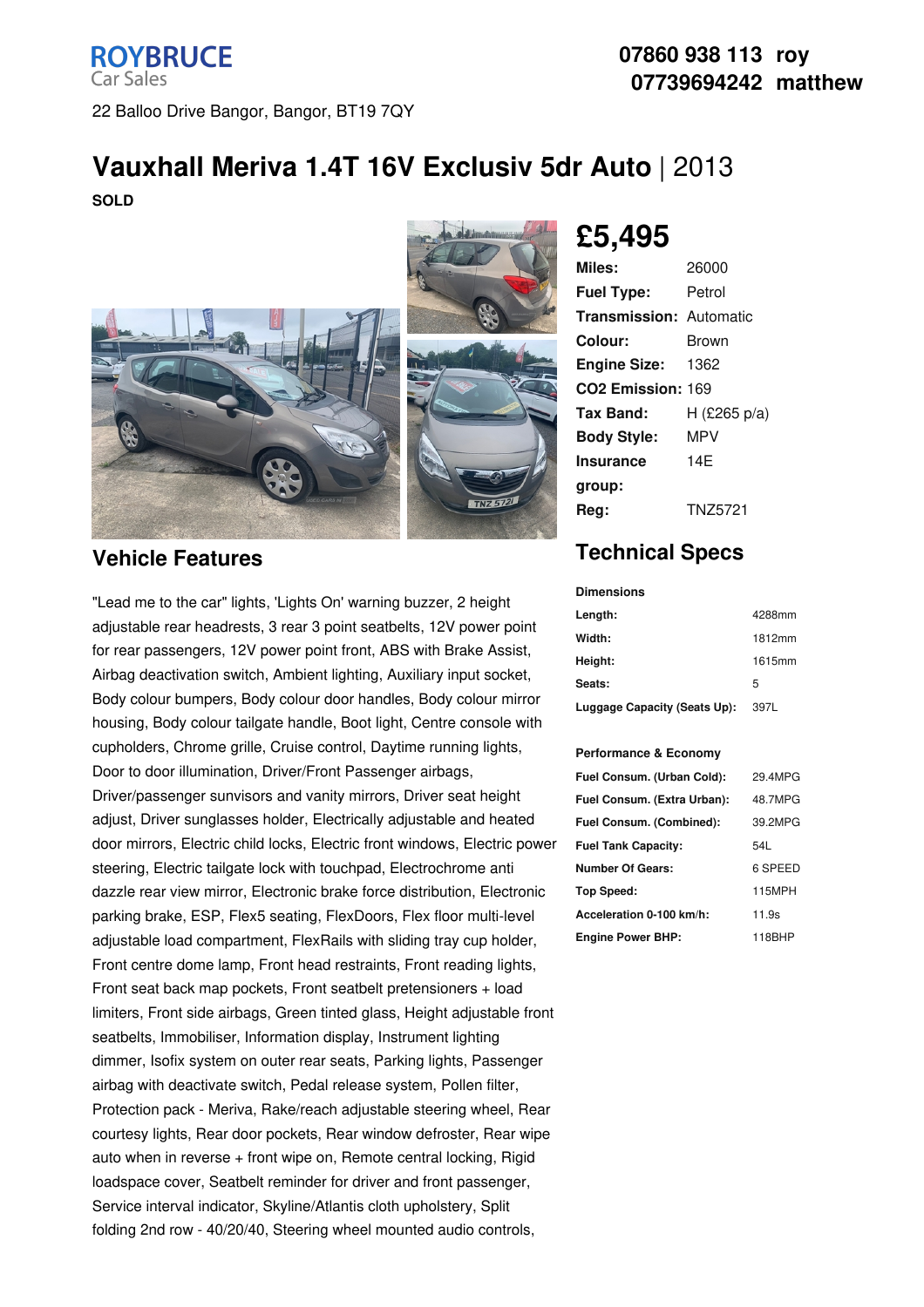ROYBRUCE
Car Sales

22 Balloo Drive Bangor, Bangor, BT19 7QY

**07860 938 113 roy**
**07739694242 matthew**

# Vauxhall Meriva 1.4T 16V Exclusiv 5dr Auto | 2013

**SOLD**

## £5,495

| | |
|---|---|
| **Miles:** | 26000 |
| **Fuel Type:** | Petrol |
| **Transmission:** | Automatic |
| **Colour:** | Brown |
| **Engine Size:** | 1362 |
| **CO2 Emission:** | 169 |
| **Tax Band:** | H (£265 p/a) |
| **Body Style:** | MPV |
| **Insurance group:** | 14E |
| **Reg:** | TNZ5721 |

## Vehicle Features

"Lead me to the car" lights, 'Lights On' warning buzzer, 2 height adjustable rear headrests, 3 rear 3 point seatbelts, 12V power point for rear passengers, 12V power point front, ABS with Brake Assist, Airbag deactivation switch, Ambient lighting, Auxiliary input socket, Body colour bumpers, Body colour door handles, Body colour mirror housing, Body colour tailgate handle, Boot light, Centre console with cupholders, Chrome grille, Cruise control, Daytime running lights, Door to door illumination, Driver/Front Passenger airbags, Driver/passenger sunvisors and vanity mirrors, Driver seat height adjust, Driver sunglasses holder, Electrically adjustable and heated door mirrors, Electric child locks, Electric front windows, Electric power steering, Electric tailgate lock with touchpad, Electrochrome anti dazzle rear view mirror, Electronic brake force distribution, Electronic parking brake, ESP, Flex5 seating, FlexDoors, Flex floor multi-level adjustable load compartment, FlexRails with sliding tray cup holder, Front centre dome lamp, Front head restraints, Front reading lights, Front seat back map pockets, Front seatbelt pretensioners + load limiters, Front side airbags, Green tinted glass, Height adjustable front seatbelts, Immobiliser, Information display, Instrument lighting dimmer, Isofix system on outer rear seats, Parking lights, Passenger airbag with deactivate switch, Pedal release system, Pollen filter, Protection pack - Meriva, Rake/reach adjustable steering wheel, Rear courtesy lights, Rear door pockets, Rear window defroster, Rear wipe auto when in reverse + front wipe on, Remote central locking, Rigid loadspace cover, Seatbelt reminder for driver and front passenger, Service interval indicator, Skyline/Atlantis cloth upholstery, Split folding 2nd row - 40/20/40, Steering wheel mounted audio controls,

## Technical Specs

**Dimensions**

| | |
|---|---|
| **Length:** | 4288mm |
| **Width:** | 1812mm |
| **Height:** | 1615mm |
| **Seats:** | 5 |
| **Luggage Capacity (Seats Up):** | 397L |

**Performance & Economy**

| | |
|---|---|
| **Fuel Consum. (Urban Cold):** | 29.4MPG |
| **Fuel Consum. (Extra Urban):** | 48.7MPG |
| **Fuel Consum. (Combined):** | 39.2MPG |
| **Fuel Tank Capacity:** | 54L |
| **Number Of Gears:** | 6 SPEED |
| **Top Speed:** | 115MPH |
| **Acceleration 0-100 km/h:** | 11.9s |
| **Engine Power BHP:** | 118BHP |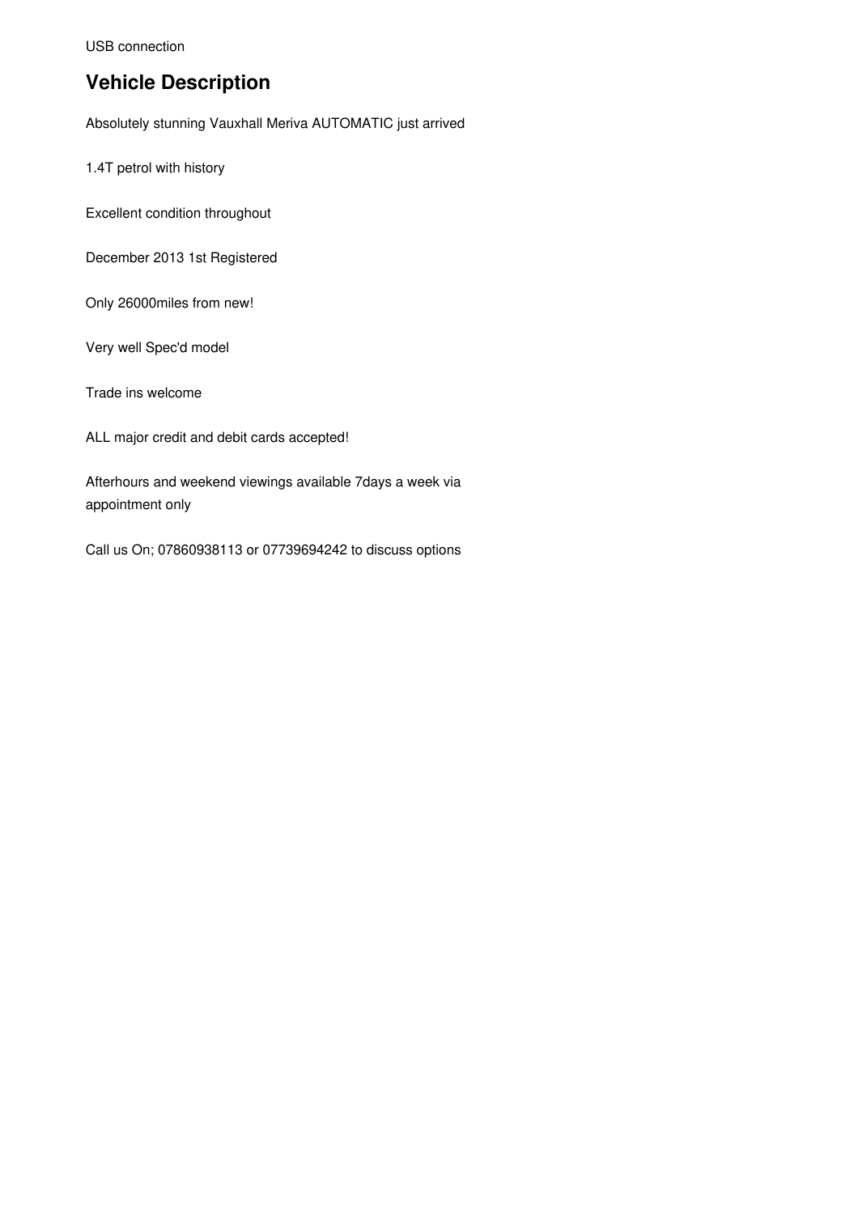USB connection

## Vehicle Description

Absolutely stunning Vauxhall Meriva AUTOMATIC just arrived

1.4T petrol with history

Excellent condition throughout

December 2013 1st Registered

Only 26000miles from new!

Very well Spec'd model

Trade ins welcome

ALL major credit and debit cards accepted!

Afterhours and weekend viewings available 7days a week via appointment only

Call us On; 07860938113 or 07739694242 to discuss options